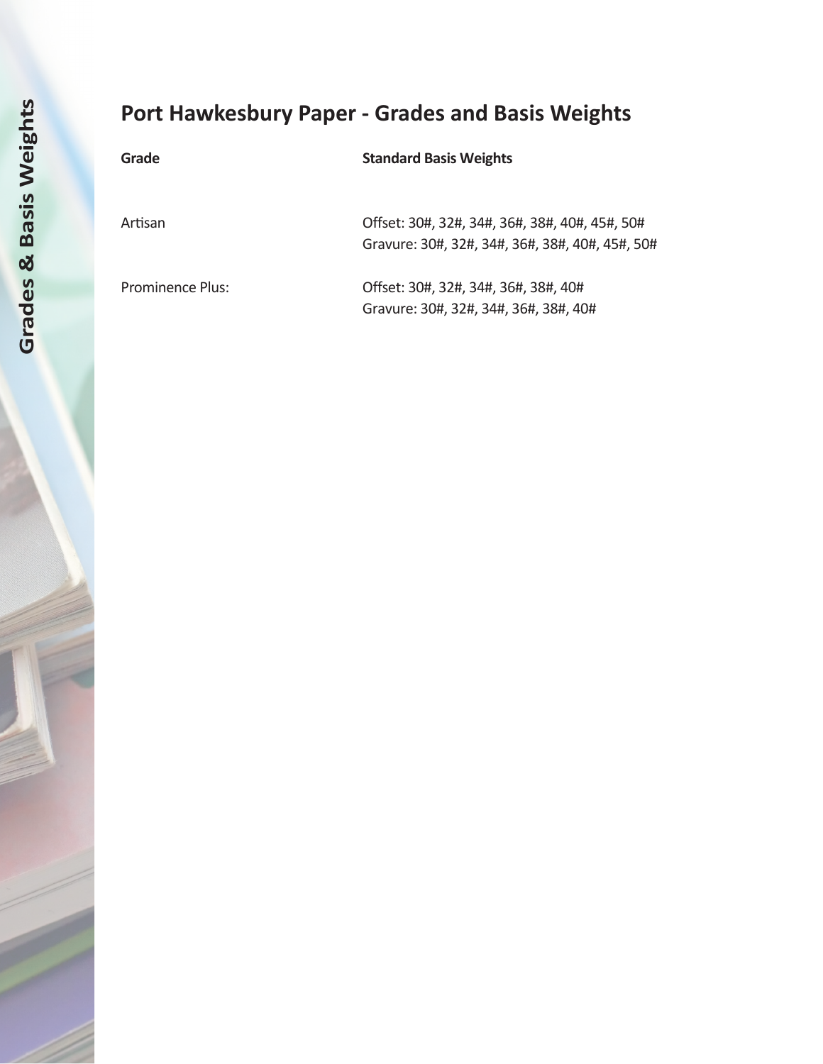# Port Hawkesbury Paper - Grades and Basis Weights

| Grade | Standard Basis Weights |
| --- | --- |
| Artisan | Offset: 30#, 32#, 34#, 36#, 38#, 40#, 45#, 50#<br>Gravure: 30#, 32#, 34#, 36#, 38#, 40#, 45#, 50# |
| Prominence Plus: | Offset: 30#, 32#, 34#, 36#, 38#, 40#<br>Gravure: 30#, 32#, 34#, 36#, 38#, 40# |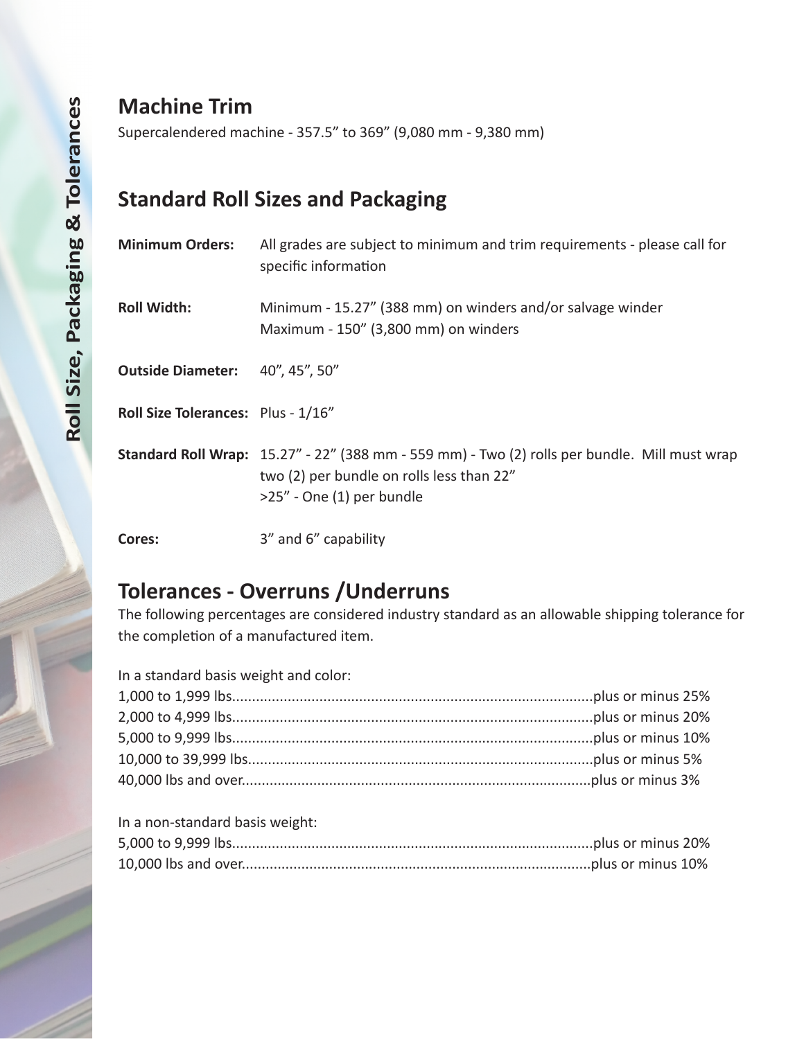## Machine Trim

Supercalendered machine - 357.5” to 369” (9,080 mm - 9,380 mm)

## Standard Roll Sizes and Packaging

**Minimum Orders:** All grades are subject to minimum and trim requirements - please call for specific information

**Roll Width:** Minimum - 15.27” (388 mm) on winders and/or salvage winder
Maximum - 150” (3,800 mm) on winders

**Outside Diameter:** 40”, 45”, 50”

**Roll Size Tolerances:** Plus - 1/16”

**Standard Roll Wrap:** 15.27” - 22” (388 mm - 559 mm) - Two (2) rolls per bundle. Mill must wrap two (2) per bundle on rolls less than 22”
>25” - One (1) per bundle

**Cores:** 3” and 6” capability

## Tolerances - Overruns /Underruns

The following percentages are considered industry standard as an allowable shipping tolerance for the completion of a manufactured item.

In a standard basis weight and color:

1,000 to 1,999 lbs..........plus or minus 25%
2,000 to 4,999 lbs..........plus or minus 20%
5,000 to 9,999 lbs..........plus or minus 10%
10,000 to 39,999 lbs..........plus or minus 5%
40,000 lbs and over..........plus or minus 3%

In a non-standard basis weight:

5,000 to 9,999 lbs..........plus or minus 20%
10,000 lbs and over..........plus or minus 10%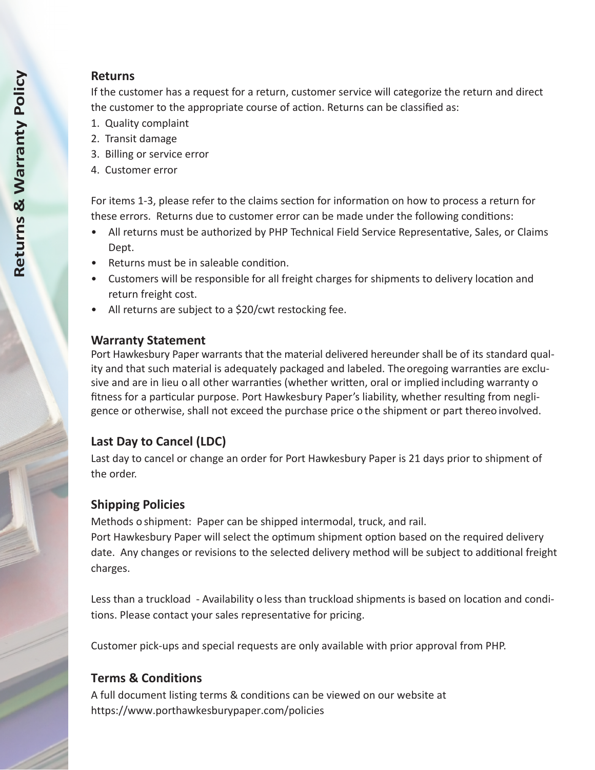## Returns

If the customer has a request for a return, customer service will categorize the return and direct the customer to the appropriate course of action. Returns can be classified as:

1. Quality complaint
2. Transit damage
3. Billing or service error
4. Customer error

For items 1-3, please refer to the claims section for information on how to process a return for these errors. Returns due to customer error can be made under the following conditions:

- All returns must be authorized by PHP Technical Field Service Representative, Sales, or Claims Dept.
- Returns must be in saleable condition.
- Customers will be responsible for all freight charges for shipments to delivery location and return freight cost.
- All returns are subject to a $20/cwt restocking fee.

## Warranty Statement

Port Hawkesbury Paper warrants that the material delivered hereunder shall be of its standard quality and that such material is adequately packaged and labeled. The oregoing warranties are exclusive and are in lieu o all other warranties (whether written, oral or implied including warranty o fitness for a particular purpose. Port Hawkesbury Paper's liability, whether resulting from negligence or otherwise, shall not exceed the purchase price o the shipment or part thereo involved.

## Last Day to Cancel (LDC)

Last day to cancel or change an order for Port Hawkesbury Paper is 21 days prior to shipment of the order.

## Shipping Policies

Methods o shipment: Paper can be shipped intermodal, truck, and rail.
Port Hawkesbury Paper will select the optimum shipment option based on the required delivery date. Any changes or revisions to the selected delivery method will be subject to additional freight charges.

Less than a truckload - Availability o less than truckload shipments is based on location and conditions. Please contact your sales representative for pricing.

Customer pick-ups and special requests are only available with prior approval from PHP.

## Terms & Conditions

A full document listing terms & conditions can be viewed on our website at https://www.porthawkesburypaper.com/policies